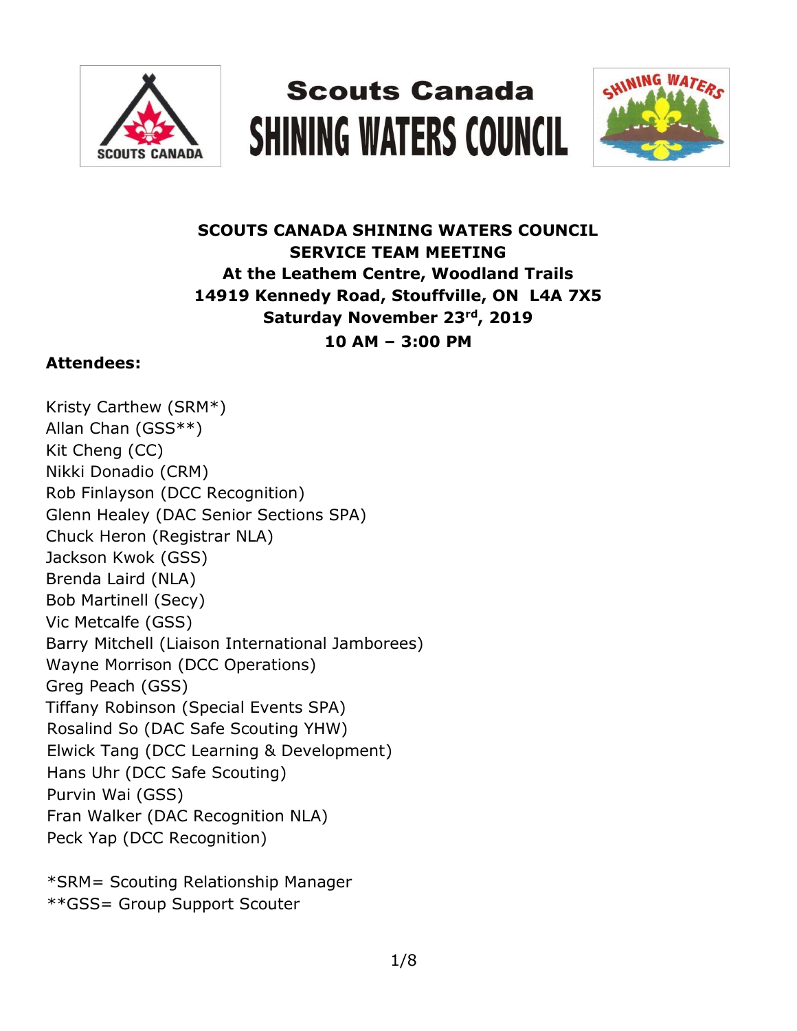# Scouts Canada SHINING WATERS COUNCIL

**SCOUTS CANADA SHINING WATERS COUNCIL**
**SERVICE TEAM MEETING**
**At the Leathem Centre, Woodland Trails**
**14919 Kennedy Road, Stouffville, ON L4A 7X5**
**Saturday November 23rd, 2019**
**10 AM – 3:00 PM**

**Attendees:**

Kristy Carthew (SRM*)
Allan Chan (GSS**)
Kit Cheng (CC)
Nikki Donadio (CRM)
Rob Finlayson (DCC Recognition)
Glenn Healey (DAC Senior Sections SPA)
Chuck Heron (Registrar NLA)
Jackson Kwok (GSS)
Brenda Laird (NLA)
Bob Martinell (Secy)
Vic Metcalfe (GSS)
Barry Mitchell (Liaison International Jamborees)
Wayne Morrison (DCC Operations)
Greg Peach (GSS)
Tiffany Robinson (Special Events SPA)
Rosalind So (DAC Safe Scouting YHW)
Elwick Tang (DCC Learning & Development)
Hans Uhr (DCC Safe Scouting)
Purvin Wai (GSS)
Fran Walker (DAC Recognition NLA)
Peck Yap (DCC Recognition)

*SRM= Scouting Relationship Manager
**GSS= Group Support Scouter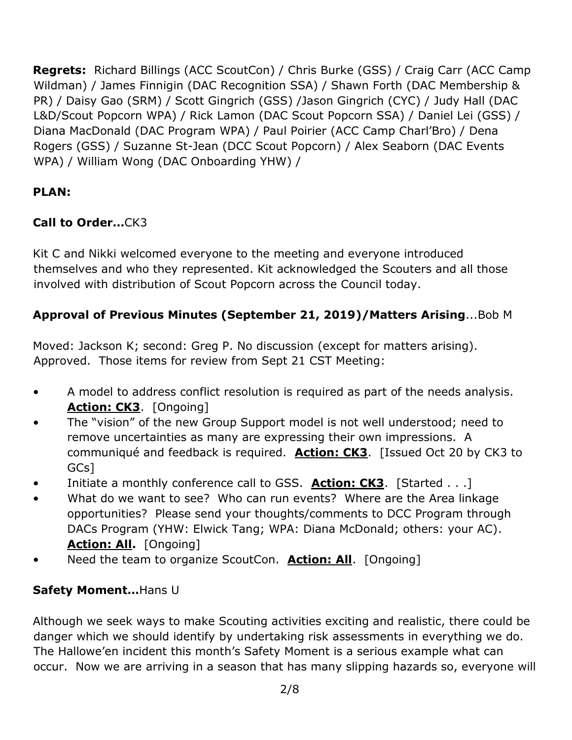**Regrets:** Richard Billings (ACC ScoutCon) / Chris Burke (GSS) / Craig Carr (ACC Camp Wildman) / James Finnigin (DAC Recognition SSA) / Shawn Forth (DAC Membership & PR) / Daisy Gao (SRM) / Scott Gingrich (GSS) /Jason Gingrich (CYC) / Judy Hall (DAC L&D/Scout Popcorn WPA) / Rick Lamon (DAC Scout Popcorn SSA) / Daniel Lei (GSS) / Diana MacDonald (DAC Program WPA) / Paul Poirier (ACC Camp Charl'Bro) / Dena Rogers (GSS) / Suzanne St-Jean (DCC Scout Popcorn) / Alex Seaborn (DAC Events WPA) / William Wong (DAC Onboarding YHW) /

**PLAN:**

**Call to Order…**CK3

Kit C and Nikki welcomed everyone to the meeting and everyone introduced themselves and who they represented. Kit acknowledged the Scouters and all those involved with distribution of Scout Popcorn across the Council today.

**Approval of Previous Minutes (September 21, 2019)/Matters Arising**...Bob M

Moved: Jackson K; second: Greg P. No discussion (except for matters arising). Approved. Those items for review from Sept 21 CST Meeting:

- A model to address conflict resolution is required as part of the needs analysis. **Action: CK3**. [Ongoing]
- The "vision" of the new Group Support model is not well understood; need to remove uncertainties as many are expressing their own impressions. A communiqué and feedback is required. **Action: CK3**. [Issued Oct 20 by CK3 to GCs]
- Initiate a monthly conference call to GSS. **Action: CK3**. [Started . . .]
- What do we want to see? Who can run events? Where are the Area linkage opportunities? Please send your thoughts/comments to DCC Program through DACs Program (YHW: Elwick Tang; WPA: Diana McDonald; others: your AC). **Action: All.** [Ongoing]
- Need the team to organize ScoutCon. **Action: All**. [Ongoing]

**Safety Moment…**Hans U

Although we seek ways to make Scouting activities exciting and realistic, there could be danger which we should identify by undertaking risk assessments in everything we do. The Hallowe'en incident this month's Safety Moment is a serious example what can occur. Now we are arriving in a season that has many slipping hazards so, everyone will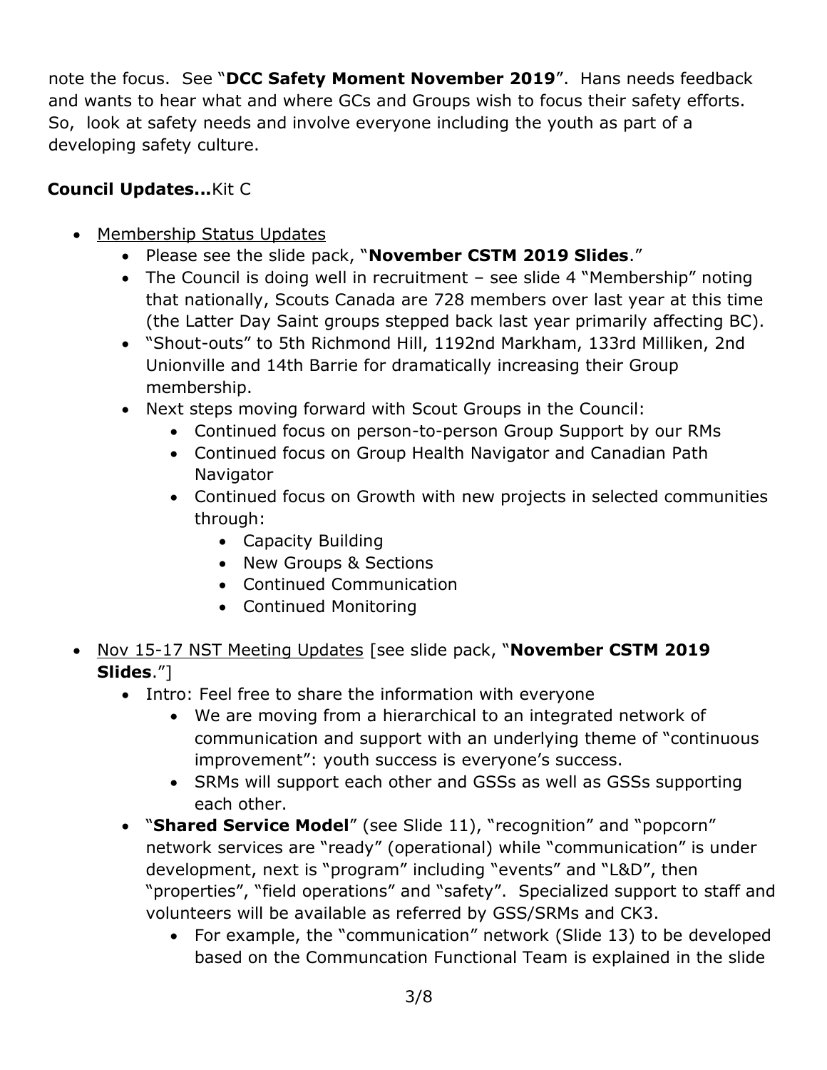note the focus. See "**DCC Safety Moment November 2019**". Hans needs feedback and wants to hear what and where GCs and Groups wish to focus their safety efforts. So, look at safety needs and involve everyone including the youth as part of a developing safety culture.

**Council Updates...**Kit C

- Membership Status Updates
  - Please see the slide pack, "**November CSTM 2019 Slides**."
  - The Council is doing well in recruitment – see slide 4 "Membership" noting that nationally, Scouts Canada are 728 members over last year at this time (the Latter Day Saint groups stepped back last year primarily affecting BC).
  - "Shout-outs" to 5th Richmond Hill, 1192nd Markham, 133rd Milliken, 2nd Unionville and 14th Barrie for dramatically increasing their Group membership.
  - Next steps moving forward with Scout Groups in the Council:
    - Continued focus on person-to-person Group Support by our RMs
    - Continued focus on Group Health Navigator and Canadian Path Navigator
    - Continued focus on Growth with new projects in selected communities through:
      - Capacity Building
      - New Groups & Sections
      - Continued Communication
      - Continued Monitoring
- Nov 15-17 NST Meeting Updates [see slide pack, "**November CSTM 2019 Slides**."]
  - Intro: Feel free to share the information with everyone
    - We are moving from a hierarchical to an integrated network of communication and support with an underlying theme of "continuous improvement": youth success is everyone's success.
    - SRMs will support each other and GSSs as well as GSSs supporting each other.
  - "**Shared Service Model**" (see Slide 11), "recognition" and "popcorn" network services are "ready" (operational) while "communication" is under development, next is "program" including "events" and "L&D", then "properties", "field operations" and "safety". Specialized support to staff and volunteers will be available as referred by GSS/SRMs and CK3.
    - For example, the "communication" network (Slide 13) to be developed based on the Communcation Functional Team is explained in the slide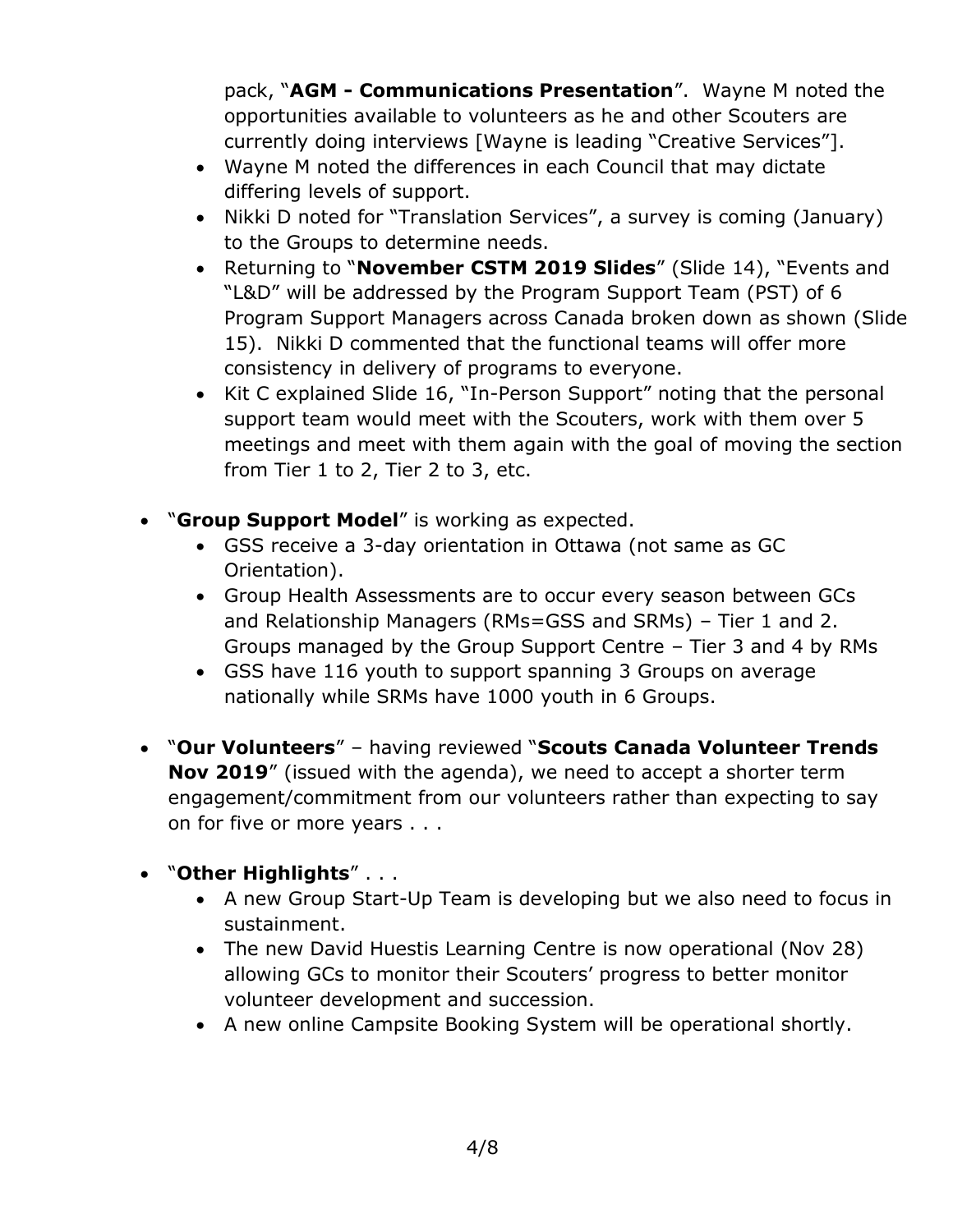pack, "**AGM - Communications Presentation**". Wayne M noted the opportunities available to volunteers as he and other Scouters are currently doing interviews [Wayne is leading "Creative Services"].

- Wayne M noted the differences in each Council that may dictate differing levels of support.
- Nikki D noted for "Translation Services", a survey is coming (January) to the Groups to determine needs.
- Returning to "**November CSTM 2019 Slides**" (Slide 14), "Events and "L&D" will be addressed by the Program Support Team (PST) of 6 Program Support Managers across Canada broken down as shown (Slide 15). Nikki D commented that the functional teams will offer more consistency in delivery of programs to everyone.
- Kit C explained Slide 16, "In-Person Support" noting that the personal support team would meet with the Scouters, work with them over 5 meetings and meet with them again with the goal of moving the section from Tier 1 to 2, Tier 2 to 3, etc.

- "**Group Support Model**" is working as expected.
  - GSS receive a 3-day orientation in Ottawa (not same as GC Orientation).
  - Group Health Assessments are to occur every season between GCs and Relationship Managers (RMs=GSS and SRMs) – Tier 1 and 2. Groups managed by the Group Support Centre – Tier 3 and 4 by RMs
  - GSS have 116 youth to support spanning 3 Groups on average nationally while SRMs have 1000 youth in 6 Groups.

- "**Our Volunteers**" – having reviewed "**Scouts Canada Volunteer Trends Nov 2019**" (issued with the agenda), we need to accept a shorter term engagement/commitment from our volunteers rather than expecting to say on for five or more years . . .

- "**Other Highlights**" . . .
  - A new Group Start-Up Team is developing but we also need to focus in sustainment.
  - The new David Huestis Learning Centre is now operational (Nov 28) allowing GCs to monitor their Scouters' progress to better monitor volunteer development and succession.
  - A new online Campsite Booking System will be operational shortly.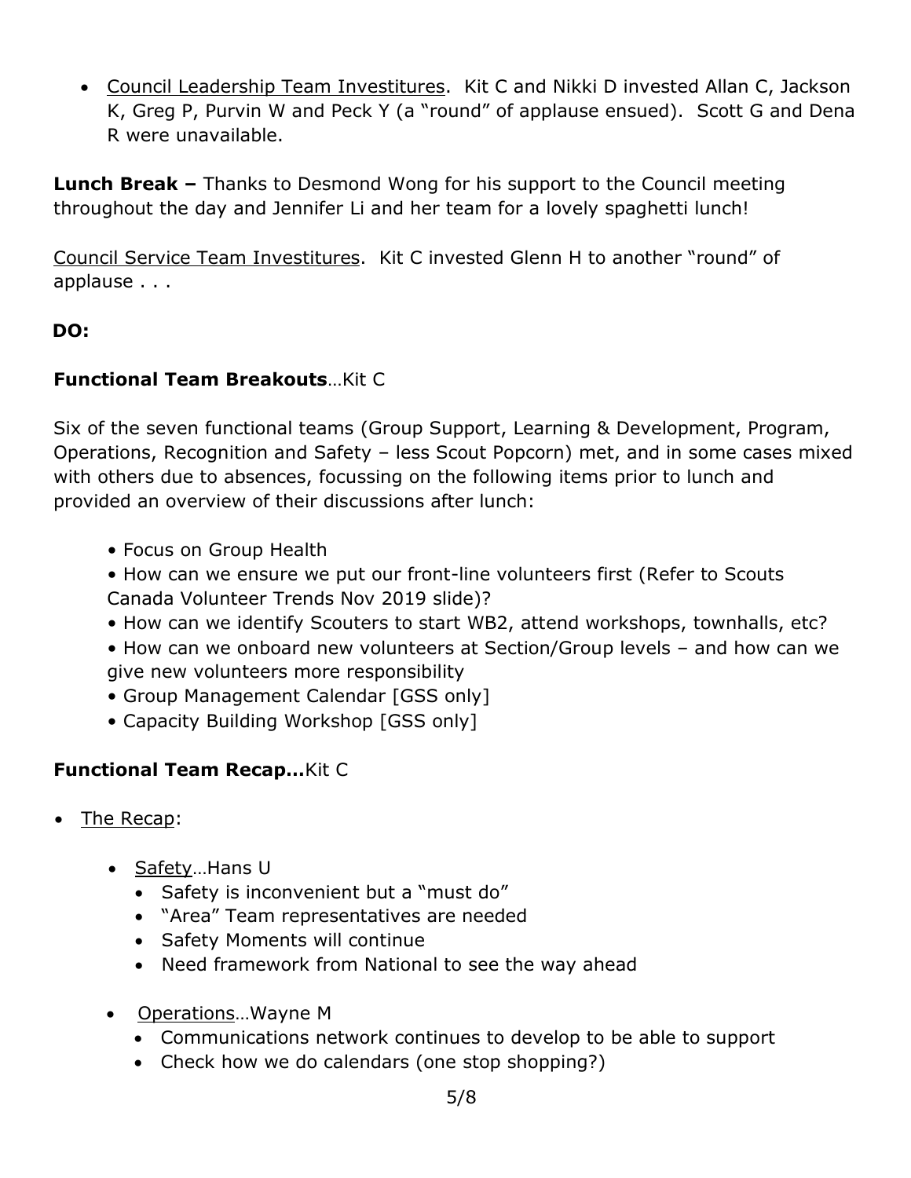- <u>Council Leadership Team Investitures</u>. Kit C and Nikki D invested Allan C, Jackson K, Greg P, Purvin W and Peck Y (a "round" of applause ensued). Scott G and Dena R were unavailable.

**Lunch Break –** Thanks to Desmond Wong for his support to the Council meeting throughout the day and Jennifer Li and her team for a lovely spaghetti lunch!

<u>Council Service Team Investitures</u>. Kit C invested Glenn H to another "round" of applause . . .

**DO:**

**Functional Team Breakouts**…Kit C

Six of the seven functional teams (Group Support, Learning & Development, Program, Operations, Recognition and Safety – less Scout Popcorn) met, and in some cases mixed with others due to absences, focussing on the following items prior to lunch and provided an overview of their discussions after lunch:

- Focus on Group Health
- How can we ensure we put our front-line volunteers first (Refer to Scouts Canada Volunteer Trends Nov 2019 slide)?
- How can we identify Scouters to start WB2, attend workshops, townhalls, etc?
- How can we onboard new volunteers at Section/Group levels – and how can we give new volunteers more responsibility
- Group Management Calendar [GSS only]
- Capacity Building Workshop [GSS only]

**Functional Team Recap…**Kit C

- <u>The Recap</u>:
  - <u>Safety</u>…Hans U
    - Safety is inconvenient but a "must do"
    - "Area" Team representatives are needed
    - Safety Moments will continue
    - Need framework from National to see the way ahead
  - <u>Operations</u>…Wayne M
    - Communications network continues to develop to be able to support
    - Check how we do calendars (one stop shopping?)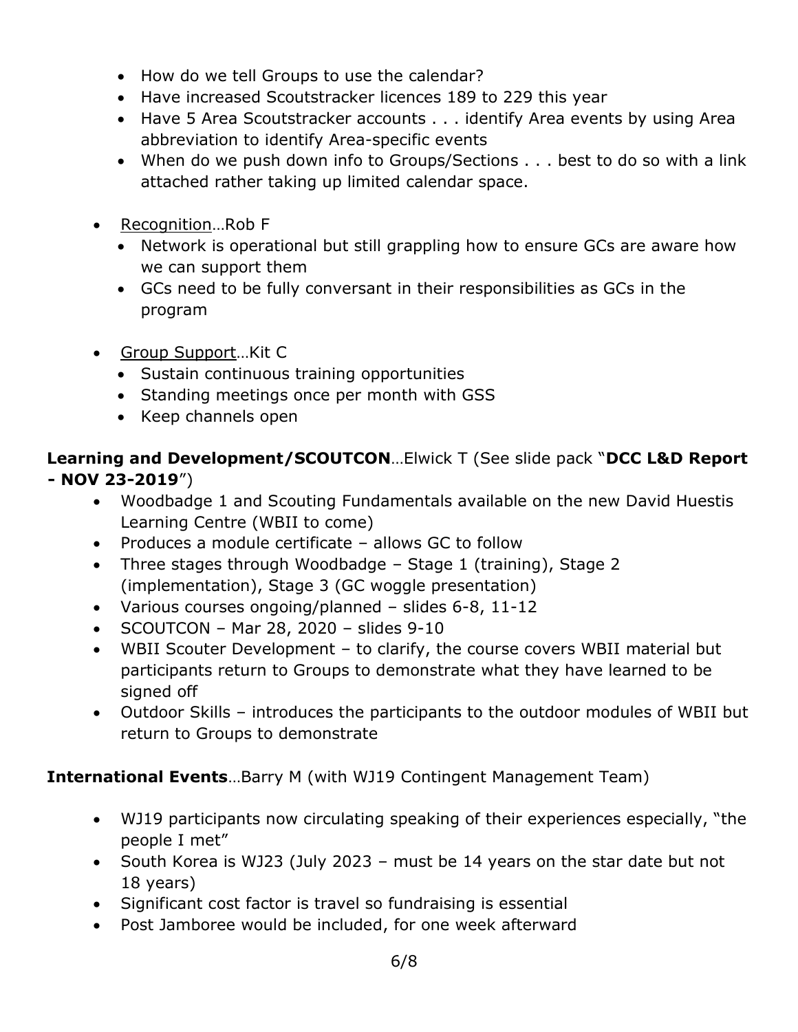- How do we tell Groups to use the calendar?
  - Have increased Scoutstracker licences 189 to 229 this year
  - Have 5 Area Scoutstracker accounts . . . identify Area events by using Area abbreviation to identify Area-specific events
  - When do we push down info to Groups/Sections . . . best to do so with a link attached rather taking up limited calendar space.

- <u>Recognition</u>…Rob F
  - Network is operational but still grappling how to ensure GCs are aware how we can support them
  - GCs need to be fully conversant in their responsibilities as GCs in the program

- <u>Group Support</u>…Kit C
  - Sustain continuous training opportunities
  - Standing meetings once per month with GSS
  - Keep channels open

**Learning and Development/SCOUTCON**…Elwick T (See slide pack "**DCC L&D Report - NOV 23-2019**")

- Woodbadge 1 and Scouting Fundamentals available on the new David Huestis Learning Centre (WBII to come)
- Produces a module certificate – allows GC to follow
- Three stages through Woodbadge – Stage 1 (training), Stage 2 (implementation), Stage 3 (GC woggle presentation)
- Various courses ongoing/planned – slides 6-8, 11-12
- SCOUTCON – Mar 28, 2020 – slides 9-10
- WBII Scouter Development – to clarify, the course covers WBII material but participants return to Groups to demonstrate what they have learned to be signed off
- Outdoor Skills – introduces the participants to the outdoor modules of WBII but return to Groups to demonstrate

**International Events**…Barry M (with WJ19 Contingent Management Team)

- WJ19 participants now circulating speaking of their experiences especially, "the people I met"
- South Korea is WJ23 (July 2023 – must be 14 years on the star date but not 18 years)
- Significant cost factor is travel so fundraising is essential
- Post Jamboree would be included, for one week afterward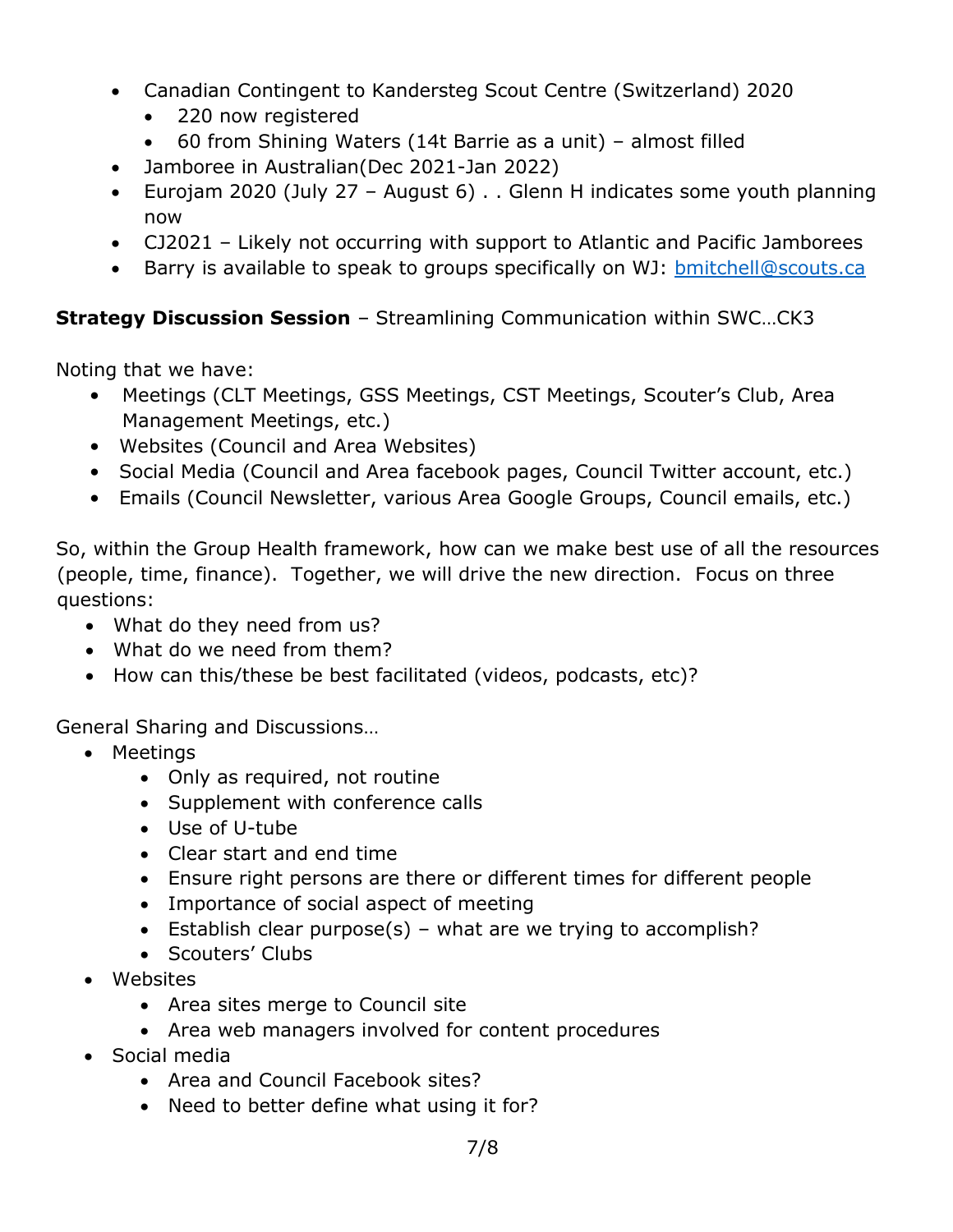- Canadian Contingent to Kandersteg Scout Centre (Switzerland) 2020
  - 220 now registered
  - 60 from Shining Waters (14t Barrie as a unit) – almost filled
- Jamboree in Australian(Dec 2021-Jan 2022)
- Eurojam 2020 (July 27 – August 6) . . Glenn H indicates some youth planning now
- CJ2021 – Likely not occurring with support to Atlantic and Pacific Jamborees
- Barry is available to speak to groups specifically on WJ: [bmitchell@scouts.ca](mailto:bmitchell@scouts.ca)

**Strategy Discussion Session** – Streamlining Communication within SWC…CK3

Noting that we have:

- Meetings (CLT Meetings, GSS Meetings, CST Meetings, Scouter's Club, Area Management Meetings, etc.)
- Websites (Council and Area Websites)
- Social Media (Council and Area facebook pages, Council Twitter account, etc.)
- Emails (Council Newsletter, various Area Google Groups, Council emails, etc.)

So, within the Group Health framework, how can we make best use of all the resources (people, time, finance). Together, we will drive the new direction. Focus on three questions:

- What do they need from us?
- What do we need from them?
- How can this/these be best facilitated (videos, podcasts, etc)?

General Sharing and Discussions…

- Meetings
  - Only as required, not routine
  - Supplement with conference calls
  - Use of U-tube
  - Clear start and end time
  - Ensure right persons are there or different times for different people
  - Importance of social aspect of meeting
  - Establish clear purpose(s) – what are we trying to accomplish?
  - Scouters' Clubs
- Websites
  - Area sites merge to Council site
  - Area web managers involved for content procedures
- Social media
  - Area and Council Facebook sites?
  - Need to better define what using it for?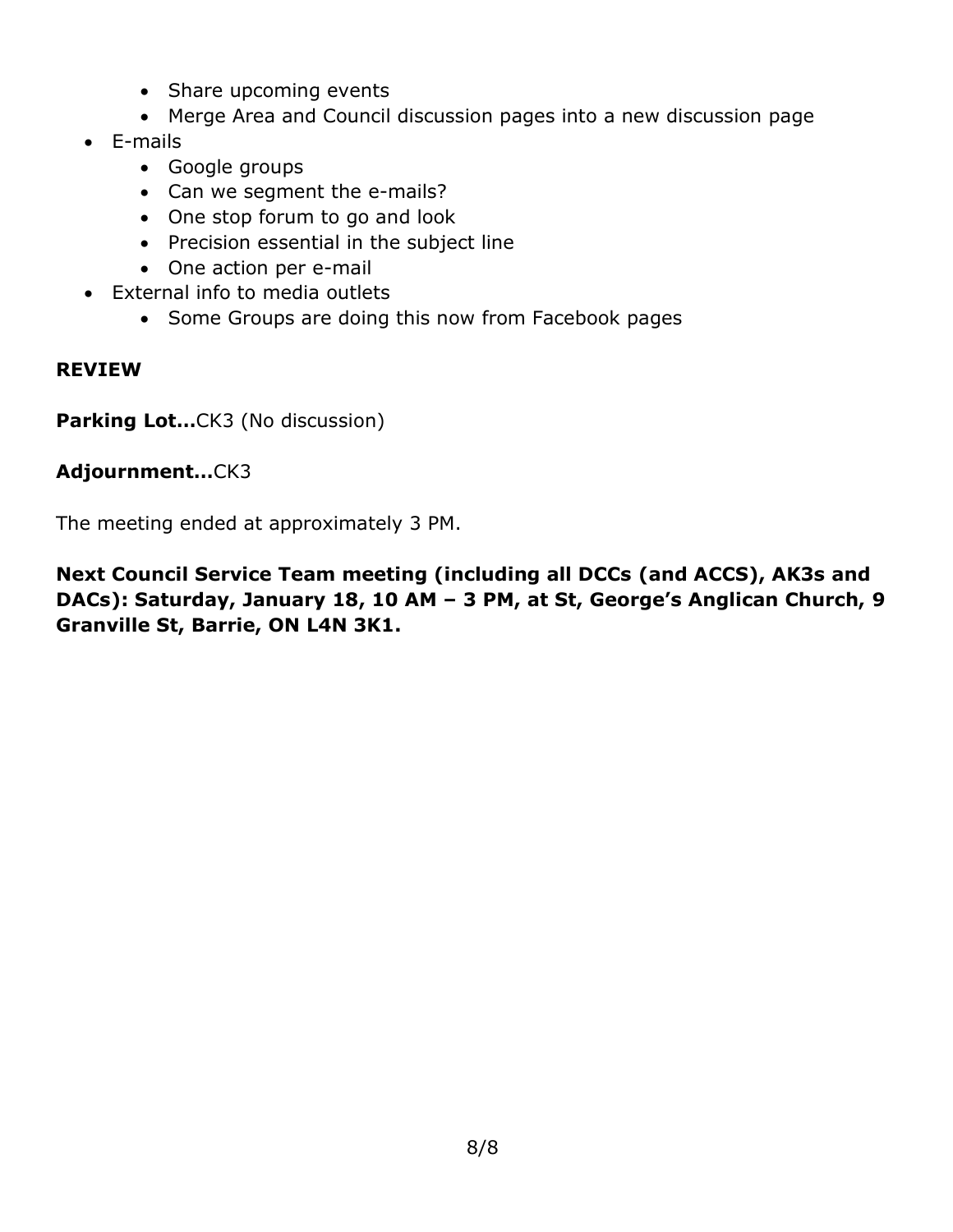- Share upcoming events
    - Merge Area and Council discussion pages into a new discussion page
- E-mails
    - Google groups
    - Can we segment the e-mails?
    - One stop forum to go and look
    - Precision essential in the subject line
    - One action per e-mail
- External info to media outlets
    - Some Groups are doing this now from Facebook pages

**REVIEW**

**Parking Lot…**CK3 (No discussion)

**Adjournment…**CK3

The meeting ended at approximately 3 PM.

**Next Council Service Team meeting (including all DCCs (and ACCS), AK3s and DACs): Saturday, January 18, 10 AM – 3 PM, at St, George's Anglican Church, 9 Granville St, Barrie, ON L4N 3K1.**